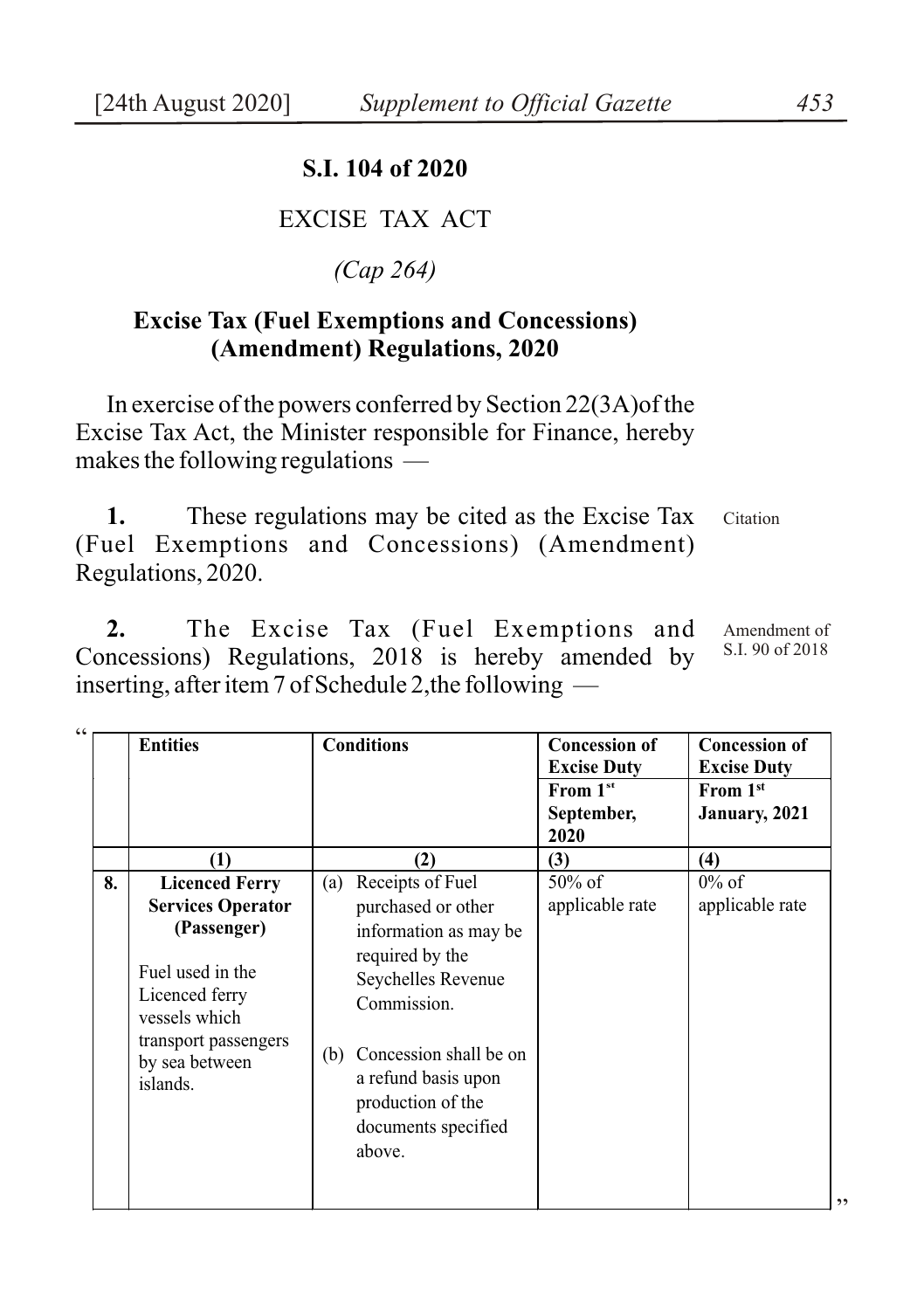**S.I. 104 of 2020**

EXCISE TAX ACT

*(Cap 264)*

**Excise Tax (Fuel Exemptions and Concessions) (Amendment) Regulations, 2020**

In exercise of the powers conferred by Section 22(3A) of the Excise Tax Act, the Minister responsible for Finance, hereby makes the following regulations —

Citation

**1.** These regulations may be cited as the Excise Tax (Fuel Exemptions and Concessions) (Amendment) Regulations, 2020.

Amendment of S.I. 90 of 2018

**2.** The Excise Tax (Fuel Exemptions and Concessions) Regulations, 2018 is hereby amended by inserting, after item 7 of Schedule 2, the following —

"

| | **Entities** | **Conditions** | **Concession of Excise Duty From 1st September, 2020** | **Concession of Excise Duty From 1st January, 2021** |
|---|---|---|---|---|
| | **(1)** | **(2)** | **(3)** | **(4)** |
| **8.** | **Licenced Ferry Services Operator (Passenger)**<br><br>Fuel used in the Licenced ferry vessels which transport passengers by sea between islands. | (a) Receipts of Fuel purchased or other information as may be required by the Seychelles Revenue Commission.<br><br>(b) Concession shall be on a refund basis upon production of the documents specified above. | 50% of applicable rate | 0% of applicable rate |

"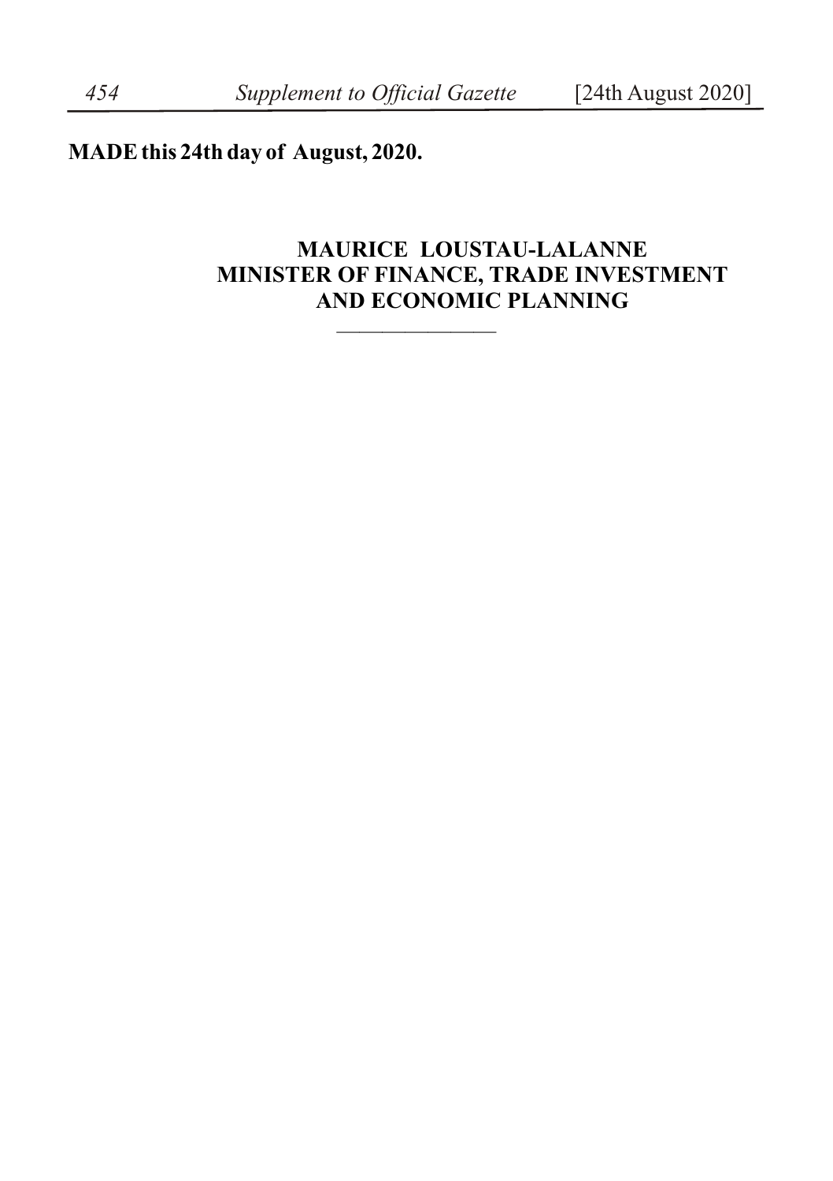**MADE this 24th day of August, 2020.**

**MAURICE LOUSTAU-LALANNE**
**MINISTER OF FINANCE, TRADE INVESTMENT AND ECONOMIC PLANNING**

---